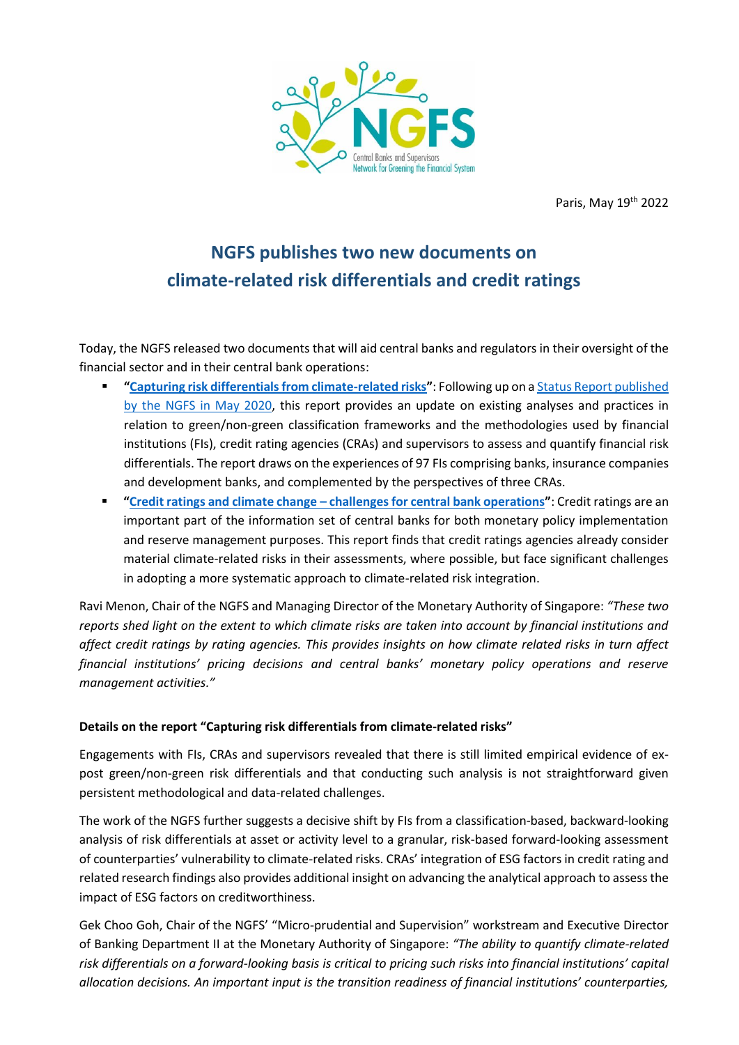Paris, May 19th 2022

# NGFS publishes two new documents on climate-related risk differentials and credit ratings

Today, the NGFS released two documents that will aid central banks and regulators in their oversight of the financial sector and in their central bank operations:

- **"Capturing risk differentials from climate-related risks"**: Following up on a Status Report published by the NGFS in May 2020, this report provides an update on existing analyses and practices in relation to green/non-green classification frameworks and the methodologies used by financial institutions (FIs), credit rating agencies (CRAs) and supervisors to assess and quantify financial risk differentials. The report draws on the experiences of 97 FIs comprising banks, insurance companies and development banks, and complemented by the perspectives of three CRAs.
- **"Credit ratings and climate change – challenges for central bank operations"**: Credit ratings are an important part of the information set of central banks for both monetary policy implementation and reserve management purposes. This report finds that credit ratings agencies already consider material climate-related risks in their assessments, where possible, but face significant challenges in adopting a more systematic approach to climate-related risk integration.

Ravi Menon, Chair of the NGFS and Managing Director of the Monetary Authority of Singapore: *"These two reports shed light on the extent to which climate risks are taken into account by financial institutions and affect credit ratings by rating agencies. This provides insights on how climate related risks in turn affect financial institutions' pricing decisions and central banks' monetary policy operations and reserve management activities."*

**Details on the report "Capturing risk differentials from climate-related risks"**

Engagements with FIs, CRAs and supervisors revealed that there is still limited empirical evidence of ex-post green/non-green risk differentials and that conducting such analysis is not straightforward given persistent methodological and data-related challenges.

The work of the NGFS further suggests a decisive shift by FIs from a classification-based, backward-looking analysis of risk differentials at asset or activity level to a granular, risk-based forward-looking assessment of counterparties' vulnerability to climate-related risks. CRAs' integration of ESG factors in credit rating and related research findings also provides additional insight on advancing the analytical approach to assess the impact of ESG factors on creditworthiness.

Gek Choo Goh, Chair of the NGFS' "Micro-prudential and Supervision" workstream and Executive Director of Banking Department II at the Monetary Authority of Singapore: *"The ability to quantify climate-related risk differentials on a forward-looking basis is critical to pricing such risks into financial institutions' capital allocation decisions. An important input is the transition readiness of financial institutions' counterparties,*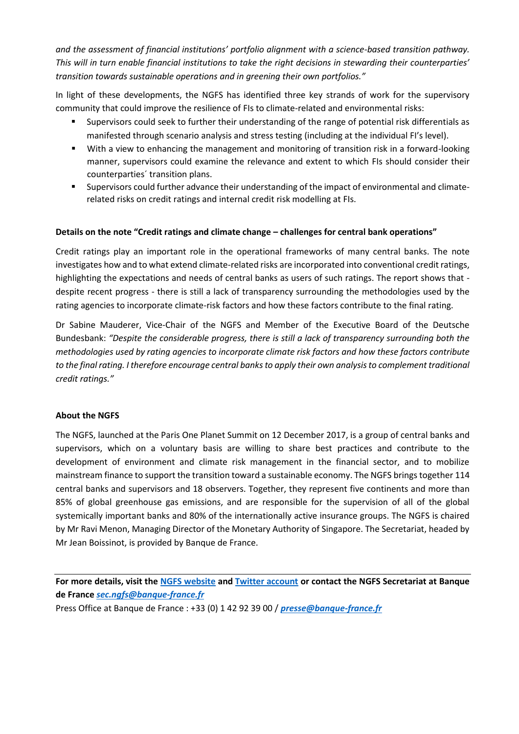*and the assessment of financial institutions' portfolio alignment with a science-based transition pathway. This will in turn enable financial institutions to take the right decisions in stewarding their counterparties' transition towards sustainable operations and in greening their own portfolios."*

In light of these developments, the NGFS has identified three key strands of work for the supervisory community that could improve the resilience of FIs to climate-related and environmental risks:

- Supervisors could seek to further their understanding of the range of potential risk differentials as manifested through scenario analysis and stress testing (including at the individual FI's level).
- With a view to enhancing the management and monitoring of transition risk in a forward-looking manner, supervisors could examine the relevance and extent to which FIs should consider their counterparties´ transition plans.
- Supervisors could further advance their understanding of the impact of environmental and climate-related risks on credit ratings and internal credit risk modelling at FIs.

**Details on the note "Credit ratings and climate change – challenges for central bank operations"**

Credit ratings play an important role in the operational frameworks of many central banks. The note investigates how and to what extend climate-related risks are incorporated into conventional credit ratings, highlighting the expectations and needs of central banks as users of such ratings. The report shows that - despite recent progress - there is still a lack of transparency surrounding the methodologies used by the rating agencies to incorporate climate-risk factors and how these factors contribute to the final rating.

Dr Sabine Mauderer, Vice-Chair of the NGFS and Member of the Executive Board of the Deutsche Bundesbank: *"Despite the considerable progress, there is still a lack of transparency surrounding both the methodologies used by rating agencies to incorporate climate risk factors and how these factors contribute to the final rating. I therefore encourage central banks to apply their own analysis to complement traditional credit ratings."*

**About the NGFS**

The NGFS, launched at the Paris One Planet Summit on 12 December 2017, is a group of central banks and supervisors, which on a voluntary basis are willing to share best practices and contribute to the development of environment and climate risk management in the financial sector, and to mobilize mainstream finance to support the transition toward a sustainable economy. The NGFS brings together 114 central banks and supervisors and 18 observers. Together, they represent five continents and more than 85% of global greenhouse gas emissions, and are responsible for the supervision of all of the global systemically important banks and 80% of the internationally active insurance groups. The NGFS is chaired by Mr Ravi Menon, Managing Director of the Monetary Authority of Singapore. The Secretariat, headed by Mr Jean Boissinot, is provided by Banque de France.

---

**For more details, visit the NGFS website and Twitter account or contact the NGFS Secretariat at Banque de France** ***sec.ngfs@banque-france.fr***

Press Office at Banque de France : +33 (0) 1 42 92 39 00 / ***presse@banque-france.fr***